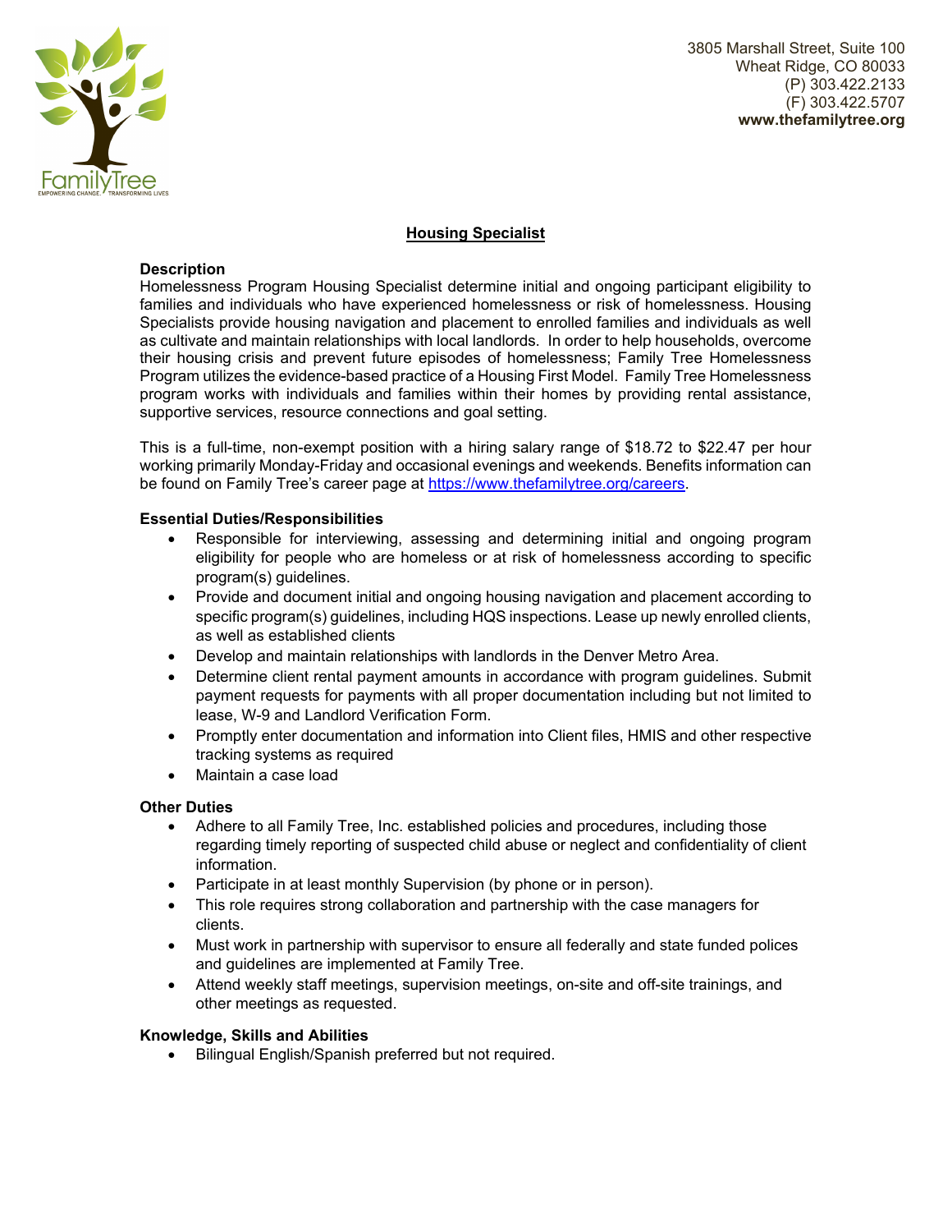3805 Marshall Street, Suite 100
Wheat Ridge, CO 80033
(P) 303.422.2133
(F) 303.422.5707
**www.thefamilytree.org**

# Housing Specialist

### Description

Homelessness Program Housing Specialist determine initial and ongoing participant eligibility to families and individuals who have experienced homelessness or risk of homelessness. Housing Specialists provide housing navigation and placement to enrolled families and individuals as well as cultivate and maintain relationships with local landlords. In order to help households, overcome their housing crisis and prevent future episodes of homelessness; Family Tree Homelessness Program utilizes the evidence-based practice of a Housing First Model. Family Tree Homelessness program works with individuals and families within their homes by providing rental assistance, supportive services, resource connections and goal setting.

This is a full-time, non-exempt position with a hiring salary range of $18.72 to $22.47 per hour working primarily Monday-Friday and occasional evenings and weekends. Benefits information can be found on Family Tree's career page at https://www.thefamilytree.org/careers.

### Essential Duties/Responsibilities

- Responsible for interviewing, assessing and determining initial and ongoing program eligibility for people who are homeless or at risk of homelessness according to specific program(s) guidelines.
- Provide and document initial and ongoing housing navigation and placement according to specific program(s) guidelines, including HQS inspections. Lease up newly enrolled clients, as well as established clients
- Develop and maintain relationships with landlords in the Denver Metro Area.
- Determine client rental payment amounts in accordance with program guidelines. Submit payment requests for payments with all proper documentation including but not limited to lease, W-9 and Landlord Verification Form.
- Promptly enter documentation and information into Client files, HMIS and other respective tracking systems as required
- Maintain a case load

### Other Duties

- Adhere to all Family Tree, Inc. established policies and procedures, including those regarding timely reporting of suspected child abuse or neglect and confidentiality of client information.
- Participate in at least monthly Supervision (by phone or in person).
- This role requires strong collaboration and partnership with the case managers for clients.
- Must work in partnership with supervisor to ensure all federally and state funded polices and guidelines are implemented at Family Tree.
- Attend weekly staff meetings, supervision meetings, on-site and off-site trainings, and other meetings as requested.

### Knowledge, Skills and Abilities

- Bilingual English/Spanish preferred but not required.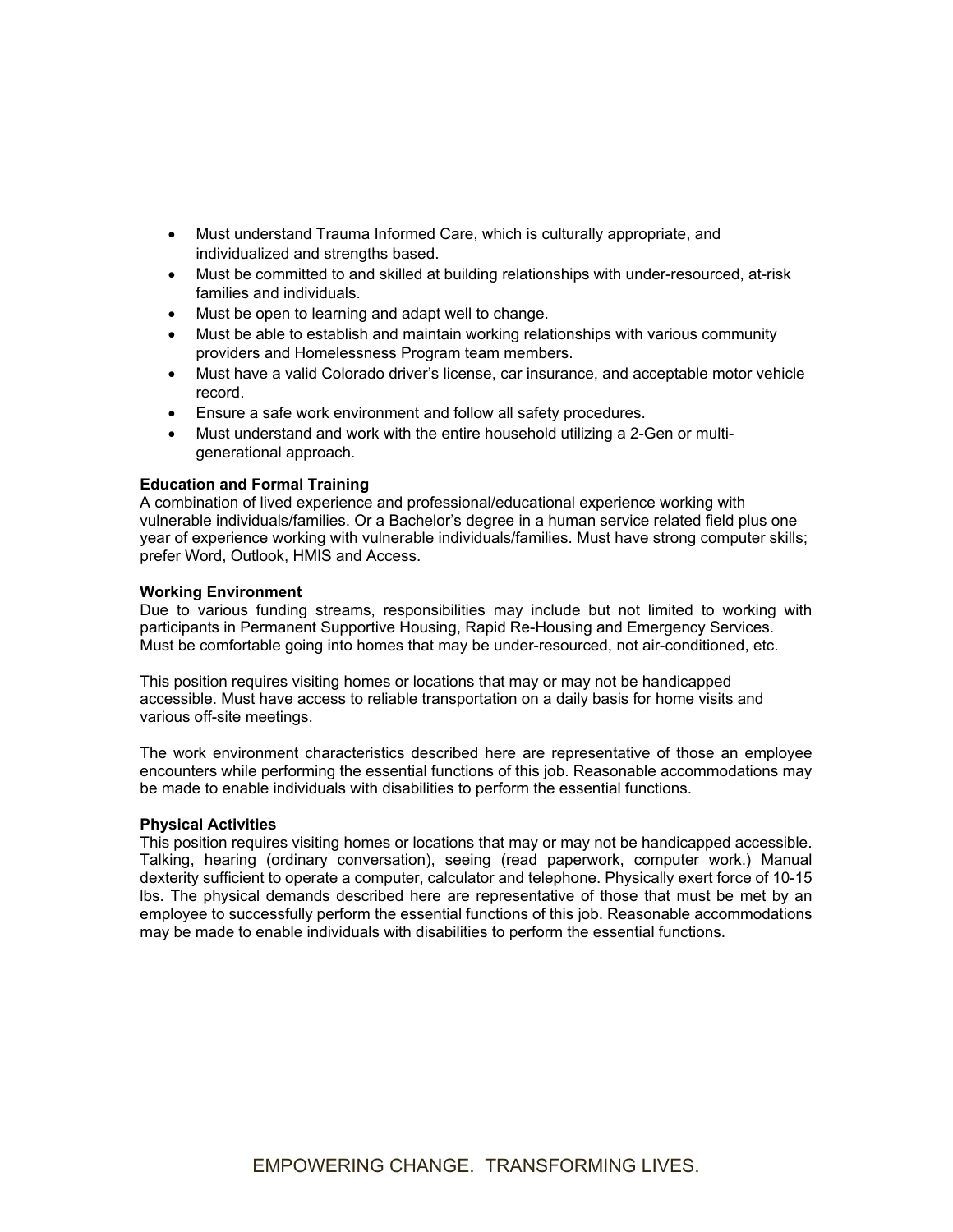- Must understand Trauma Informed Care, which is culturally appropriate, and individualized and strengths based.
- Must be committed to and skilled at building relationships with under-resourced, at-risk families and individuals.
- Must be open to learning and adapt well to change.
- Must be able to establish and maintain working relationships with various community providers and Homelessness Program team members.
- Must have a valid Colorado driver's license, car insurance, and acceptable motor vehicle record.
- Ensure a safe work environment and follow all safety procedures.
- Must understand and work with the entire household utilizing a 2-Gen or multi-generational approach.

**Education and Formal Training**

A combination of lived experience and professional/educational experience working with vulnerable individuals/families. Or a Bachelor's degree in a human service related field plus one year of experience working with vulnerable individuals/families. Must have strong computer skills; prefer Word, Outlook, HMIS and Access.

**Working Environment**

Due to various funding streams, responsibilities may include but not limited to working with participants in Permanent Supportive Housing, Rapid Re-Housing and Emergency Services. Must be comfortable going into homes that may be under-resourced, not air-conditioned, etc.

This position requires visiting homes or locations that may or may not be handicapped accessible. Must have access to reliable transportation on a daily basis for home visits and various off-site meetings.

The work environment characteristics described here are representative of those an employee encounters while performing the essential functions of this job. Reasonable accommodations may be made to enable individuals with disabilities to perform the essential functions.

**Physical Activities**

This position requires visiting homes or locations that may or may not be handicapped accessible. Talking, hearing (ordinary conversation), seeing (read paperwork, computer work.) Manual dexterity sufficient to operate a computer, calculator and telephone. Physically exert force of 10-15 lbs. The physical demands described here are representative of those that must be met by an employee to successfully perform the essential functions of this job. Reasonable accommodations may be made to enable individuals with disabilities to perform the essential functions.